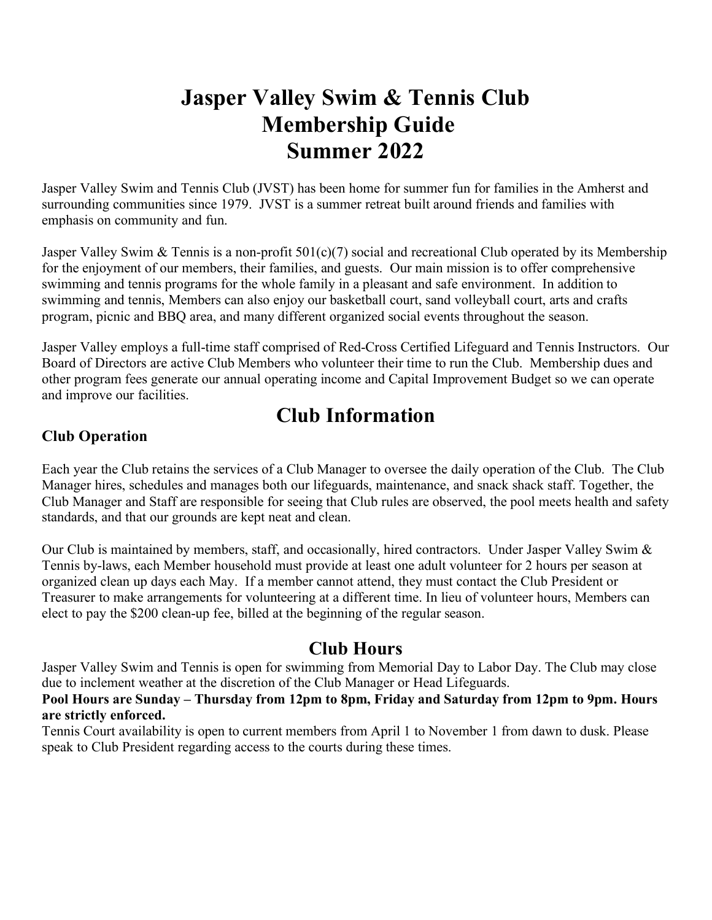# Jasper Valley Swim & Tennis Club
# Membership Guide
# Summer 2022

Jasper Valley Swim and Tennis Club (JVST) has been home for summer fun for families in the Amherst and surrounding communities since 1979. JVST is a summer retreat built around friends and families with emphasis on community and fun.

Jasper Valley Swim & Tennis is a non-profit 501(c)(7) social and recreational Club operated by its Membership for the enjoyment of our members, their families, and guests. Our main mission is to offer comprehensive swimming and tennis programs for the whole family in a pleasant and safe environment. In addition to swimming and tennis, Members can also enjoy our basketball court, sand volleyball court, arts and crafts program, picnic and BBQ area, and many different organized social events throughout the season.

Jasper Valley employs a full-time staff comprised of Red-Cross Certified Lifeguard and Tennis Instructors. Our Board of Directors are active Club Members who volunteer their time to run the Club. Membership dues and other program fees generate our annual operating income and Capital Improvement Budget so we can operate and improve our facilities.

## Club Information

### Club Operation

Each year the Club retains the services of a Club Manager to oversee the daily operation of the Club. The Club Manager hires, schedules and manages both our lifeguards, maintenance, and snack shack staff. Together, the Club Manager and Staff are responsible for seeing that Club rules are observed, the pool meets health and safety standards, and that our grounds are kept neat and clean.

Our Club is maintained by members, staff, and occasionally, hired contractors. Under Jasper Valley Swim & Tennis by-laws, each Member household must provide at least one adult volunteer for 2 hours per season at organized clean up days each May. If a member cannot attend, they must contact the Club President or Treasurer to make arrangements for volunteering at a different time. In lieu of volunteer hours, Members can elect to pay the $200 clean-up fee, billed at the beginning of the regular season.

## Club Hours

Jasper Valley Swim and Tennis is open for swimming from Memorial Day to Labor Day. The Club may close due to inclement weather at the discretion of the Club Manager or Head Lifeguards.

**Pool Hours are Sunday – Thursday from 12pm to 8pm, Friday and Saturday from 12pm to 9pm. Hours are strictly enforced.**

Tennis Court availability is open to current members from April 1 to November 1 from dawn to dusk. Please speak to Club President regarding access to the courts during these times.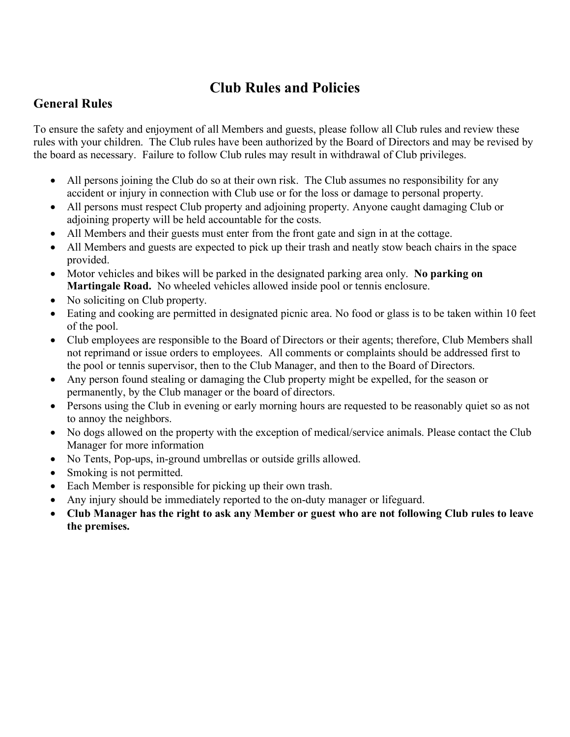# Club Rules and Policies

## General Rules

To ensure the safety and enjoyment of all Members and guests, please follow all Club rules and review these rules with your children. The Club rules have been authorized by the Board of Directors and may be revised by the board as necessary. Failure to follow Club rules may result in withdrawal of Club privileges.

- All persons joining the Club do so at their own risk. The Club assumes no responsibility for any accident or injury in connection with Club use or for the loss or damage to personal property.
- All persons must respect Club property and adjoining property. Anyone caught damaging Club or adjoining property will be held accountable for the costs.
- All Members and their guests must enter from the front gate and sign in at the cottage.
- All Members and guests are expected to pick up their trash and neatly stow beach chairs in the space provided.
- Motor vehicles and bikes will be parked in the designated parking area only. **No parking on Martingale Road.** No wheeled vehicles allowed inside pool or tennis enclosure.
- No soliciting on Club property.
- Eating and cooking are permitted in designated picnic area. No food or glass is to be taken within 10 feet of the pool.
- Club employees are responsible to the Board of Directors or their agents; therefore, Club Members shall not reprimand or issue orders to employees. All comments or complaints should be addressed first to the pool or tennis supervisor, then to the Club Manager, and then to the Board of Directors.
- Any person found stealing or damaging the Club property might be expelled, for the season or permanently, by the Club manager or the board of directors.
- Persons using the Club in evening or early morning hours are requested to be reasonably quiet so as not to annoy the neighbors.
- No dogs allowed on the property with the exception of medical/service animals. Please contact the Club Manager for more information
- No Tents, Pop-ups, in-ground umbrellas or outside grills allowed.
- Smoking is not permitted.
- Each Member is responsible for picking up their own trash.
- Any injury should be immediately reported to the on-duty manager or lifeguard.
- **Club Manager has the right to ask any Member or guest who are not following Club rules to leave the premises.**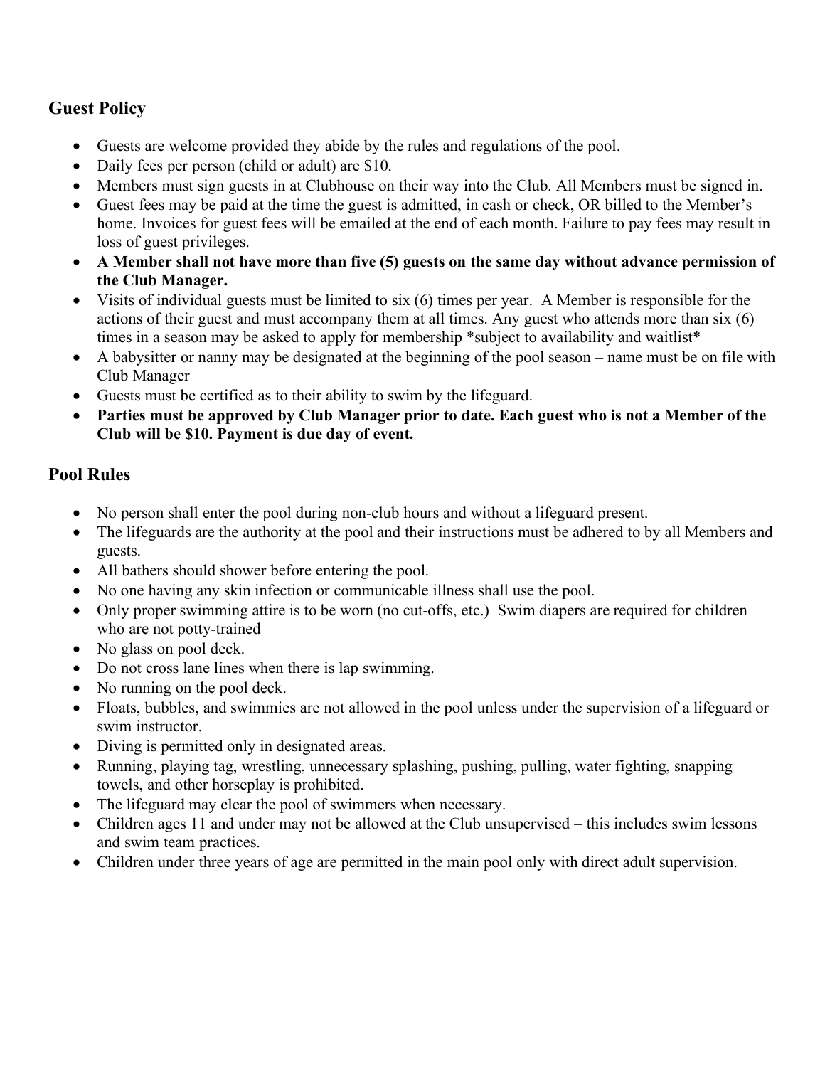## Guest Policy

- Guests are welcome provided they abide by the rules and regulations of the pool.
- Daily fees per person (child or adult) are $10.
- Members must sign guests in at Clubhouse on their way into the Club. All Members must be signed in.
- Guest fees may be paid at the time the guest is admitted, in cash or check, OR billed to the Member's home. Invoices for guest fees will be emailed at the end of each month. Failure to pay fees may result in loss of guest privileges.
- **A Member shall not have more than five (5) guests on the same day without advance permission of the Club Manager.**
- Visits of individual guests must be limited to six (6) times per year. A Member is responsible for the actions of their guest and must accompany them at all times. Any guest who attends more than six (6) times in a season may be asked to apply for membership *subject to availability and waitlist*
- A babysitter or nanny may be designated at the beginning of the pool season – name must be on file with Club Manager
- Guests must be certified as to their ability to swim by the lifeguard.
- **Parties must be approved by Club Manager prior to date. Each guest who is not a Member of the Club will be $10. Payment is due day of event.**

## Pool Rules

- No person shall enter the pool during non-club hours and without a lifeguard present.
- The lifeguards are the authority at the pool and their instructions must be adhered to by all Members and guests.
- All bathers should shower before entering the pool.
- No one having any skin infection or communicable illness shall use the pool.
- Only proper swimming attire is to be worn (no cut-offs, etc.) Swim diapers are required for children who are not potty-trained
- No glass on pool deck.
- Do not cross lane lines when there is lap swimming.
- No running on the pool deck.
- Floats, bubbles, and swimmies are not allowed in the pool unless under the supervision of a lifeguard or swim instructor.
- Diving is permitted only in designated areas.
- Running, playing tag, wrestling, unnecessary splashing, pushing, pulling, water fighting, snapping towels, and other horseplay is prohibited.
- The lifeguard may clear the pool of swimmers when necessary.
- Children ages 11 and under may not be allowed at the Club unsupervised – this includes swim lessons and swim team practices.
- Children under three years of age are permitted in the main pool only with direct adult supervision.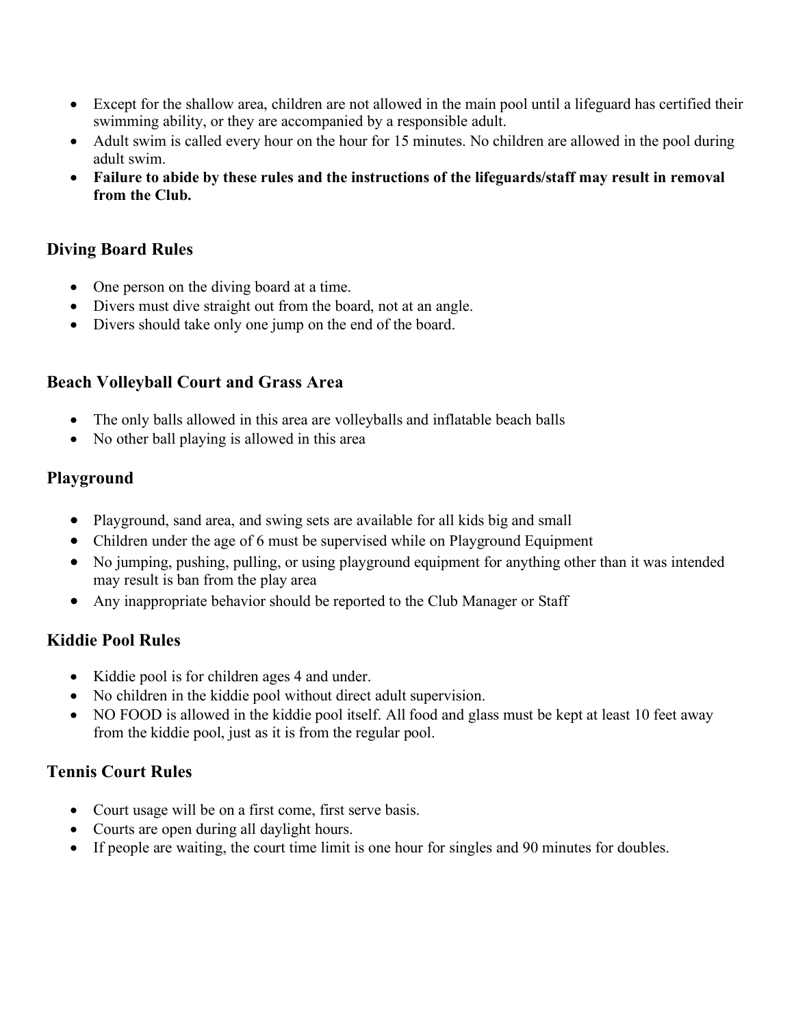- Except for the shallow area, children are not allowed in the main pool until a lifeguard has certified their swimming ability, or they are accompanied by a responsible adult.
- Adult swim is called every hour on the hour for 15 minutes. No children are allowed in the pool during adult swim.
- **Failure to abide by these rules and the instructions of the lifeguards/staff may result in removal from the Club.**

### Diving Board Rules

- One person on the diving board at a time.
- Divers must dive straight out from the board, not at an angle.
- Divers should take only one jump on the end of the board.

### Beach Volleyball Court and Grass Area

- The only balls allowed in this area are volleyballs and inflatable beach balls
- No other ball playing is allowed in this area

### Playground

- Playground, sand area, and swing sets are available for all kids big and small
- Children under the age of 6 must be supervised while on Playground Equipment
- No jumping, pushing, pulling, or using playground equipment for anything other than it was intended may result is ban from the play area
- Any inappropriate behavior should be reported to the Club Manager or Staff

### Kiddie Pool Rules

- Kiddie pool is for children ages 4 and under.
- No children in the kiddie pool without direct adult supervision.
- NO FOOD is allowed in the kiddie pool itself. All food and glass must be kept at least 10 feet away from the kiddie pool, just as it is from the regular pool.

### Tennis Court Rules

- Court usage will be on a first come, first serve basis.
- Courts are open during all daylight hours.
- If people are waiting, the court time limit is one hour for singles and 90 minutes for doubles.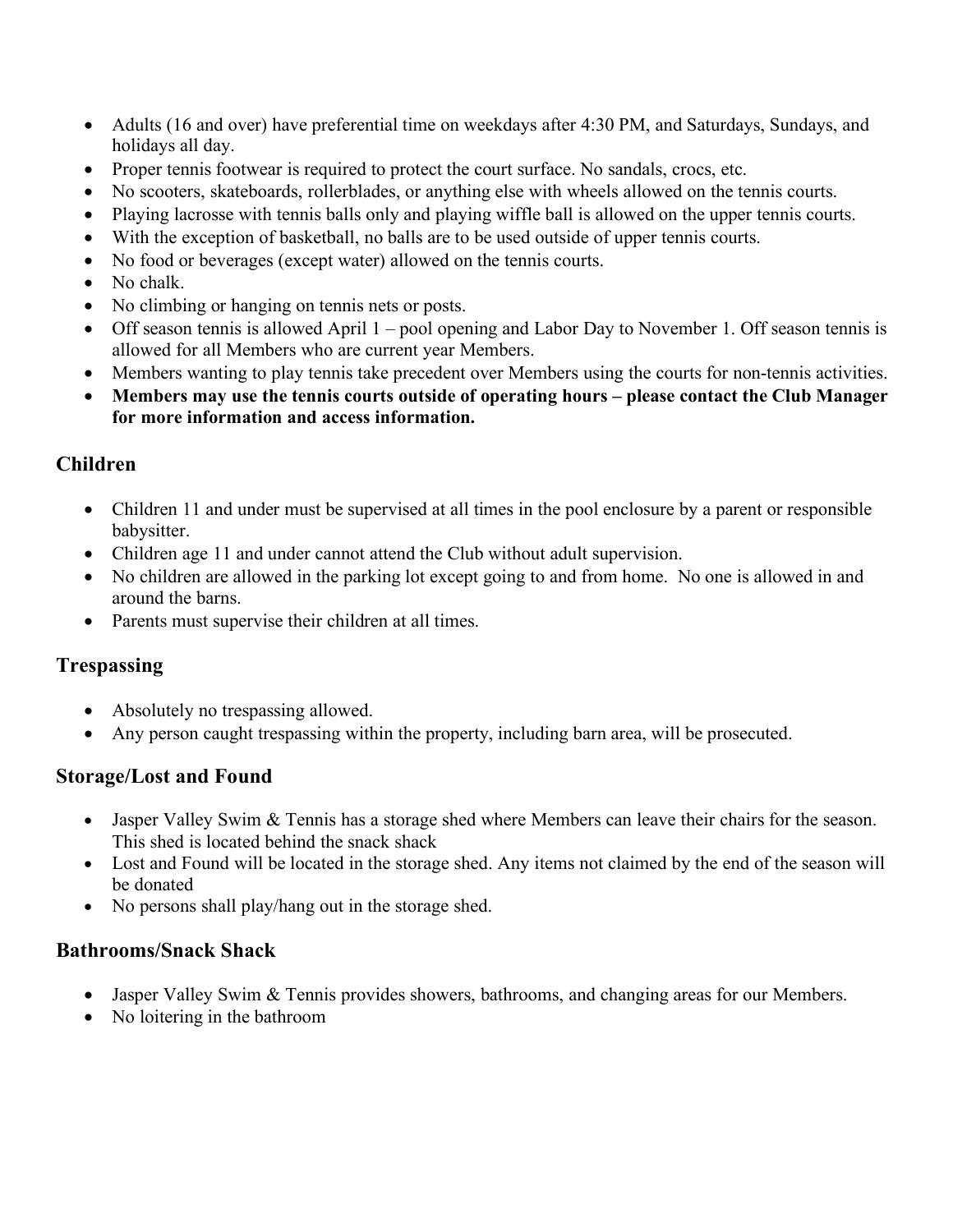- Adults (16 and over) have preferential time on weekdays after 4:30 PM, and Saturdays, Sundays, and holidays all day.
- Proper tennis footwear is required to protect the court surface. No sandals, crocs, etc.
- No scooters, skateboards, rollerblades, or anything else with wheels allowed on the tennis courts.
- Playing lacrosse with tennis balls only and playing wiffle ball is allowed on the upper tennis courts.
- With the exception of basketball, no balls are to be used outside of upper tennis courts.
- No food or beverages (except water) allowed on the tennis courts.
- No chalk.
- No climbing or hanging on tennis nets or posts.
- Off season tennis is allowed April 1 – pool opening and Labor Day to November 1. Off season tennis is allowed for all Members who are current year Members.
- Members wanting to play tennis take precedent over Members using the courts for non-tennis activities.
- **Members may use the tennis courts outside of operating hours – please contact the Club Manager for more information and access information.**

## Children

- Children 11 and under must be supervised at all times in the pool enclosure by a parent or responsible babysitter.
- Children age 11 and under cannot attend the Club without adult supervision.
- No children are allowed in the parking lot except going to and from home. No one is allowed in and around the barns.
- Parents must supervise their children at all times.

## Trespassing

- Absolutely no trespassing allowed.
- Any person caught trespassing within the property, including barn area, will be prosecuted.

## Storage/Lost and Found

- Jasper Valley Swim & Tennis has a storage shed where Members can leave their chairs for the season. This shed is located behind the snack shack
- Lost and Found will be located in the storage shed. Any items not claimed by the end of the season will be donated
- No persons shall play/hang out in the storage shed.

## Bathrooms/Snack Shack

- Jasper Valley Swim & Tennis provides showers, bathrooms, and changing areas for our Members.
- No loitering in the bathroom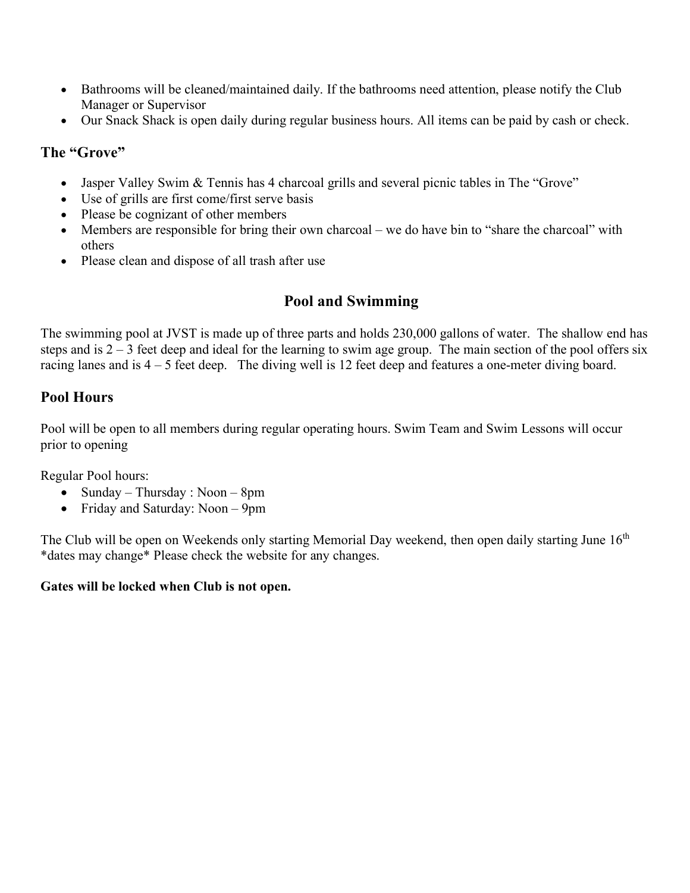- Bathrooms will be cleaned/maintained daily. If the bathrooms need attention, please notify the Club Manager or Supervisor
- Our Snack Shack is open daily during regular business hours. All items can be paid by cash or check.

### The "Grove"

- Jasper Valley Swim & Tennis has 4 charcoal grills and several picnic tables in The "Grove"
- Use of grills are first come/first serve basis
- Please be cognizant of other members
- Members are responsible for bring their own charcoal – we do have bin to "share the charcoal" with others
- Please clean and dispose of all trash after use

## Pool and Swimming

The swimming pool at JVST is made up of three parts and holds 230,000 gallons of water. The shallow end has steps and is 2 – 3 feet deep and ideal for the learning to swim age group. The main section of the pool offers six racing lanes and is 4 – 5 feet deep. The diving well is 12 feet deep and features a one-meter diving board.

### Pool Hours

Pool will be open to all members during regular operating hours. Swim Team and Swim Lessons will occur prior to opening

Regular Pool hours:

- Sunday – Thursday : Noon – 8pm
- Friday and Saturday: Noon – 9pm

The Club will be open on Weekends only starting Memorial Day weekend, then open daily starting June 16th *dates may change* Please check the website for any changes.

**Gates will be locked when Club is not open.**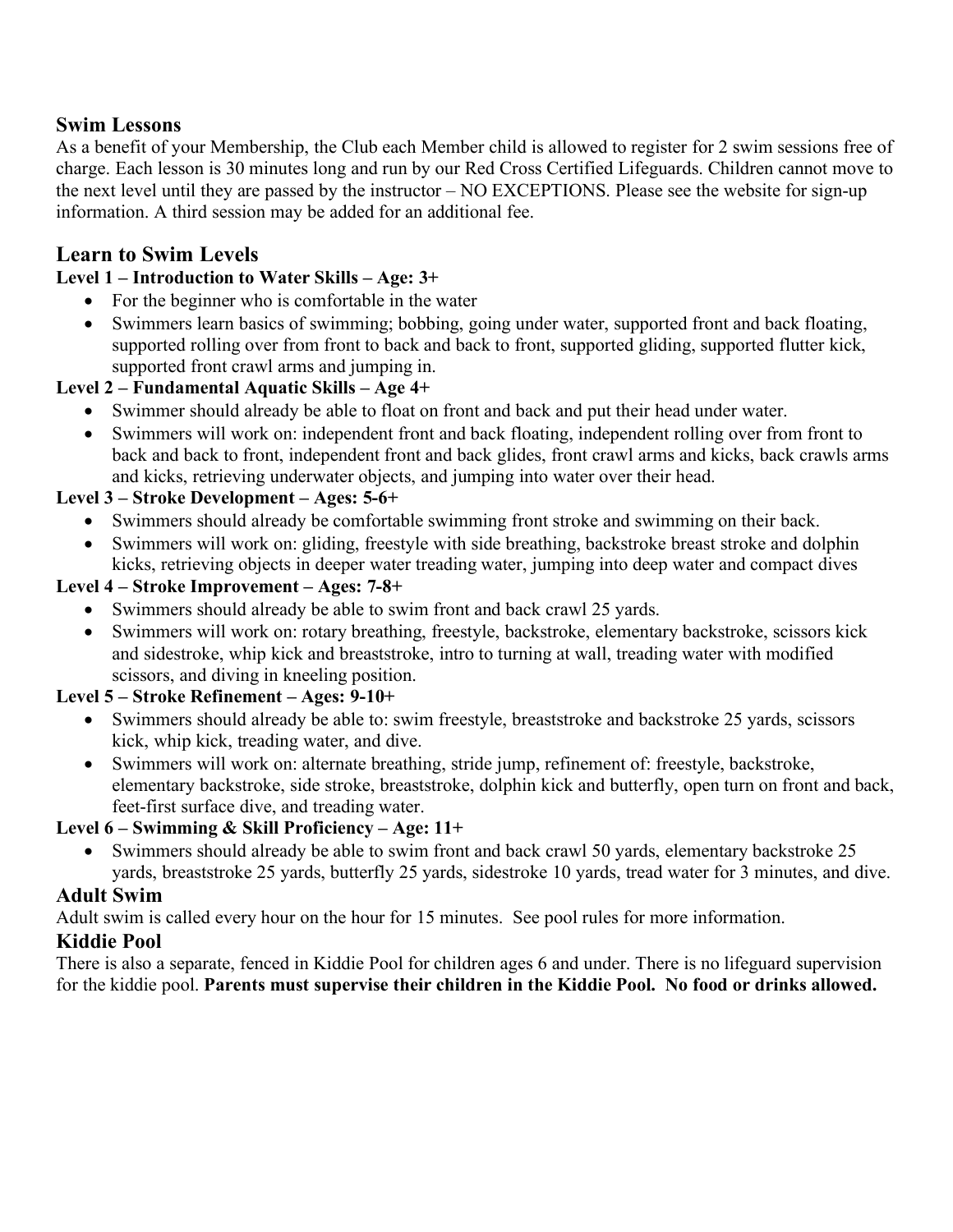## Swim Lessons

As a benefit of your Membership, the Club each Member child is allowed to register for 2 swim sessions free of charge. Each lesson is 30 minutes long and run by our Red Cross Certified Lifeguards. Children cannot move to the next level until they are passed by the instructor – NO EXCEPTIONS. Please see the website for sign-up information. A third session may be added for an additional fee.

## Learn to Swim Levels

**Level 1 – Introduction to Water Skills – Age: 3+**

- For the beginner who is comfortable in the water
- Swimmers learn basics of swimming; bobbing, going under water, supported front and back floating, supported rolling over from front to back and back to front, supported gliding, supported flutter kick, supported front crawl arms and jumping in.

**Level 2 – Fundamental Aquatic Skills – Age 4+**

- Swimmer should already be able to float on front and back and put their head under water.
- Swimmers will work on: independent front and back floating, independent rolling over from front to back and back to front, independent front and back glides, front crawl arms and kicks, back crawls arms and kicks, retrieving underwater objects, and jumping into water over their head.

**Level 3 – Stroke Development – Ages: 5-6+**

- Swimmers should already be comfortable swimming front stroke and swimming on their back.
- Swimmers will work on: gliding, freestyle with side breathing, backstroke breast stroke and dolphin kicks, retrieving objects in deeper water treading water, jumping into deep water and compact dives

**Level 4 – Stroke Improvement – Ages: 7-8+**

- Swimmers should already be able to swim front and back crawl 25 yards.
- Swimmers will work on: rotary breathing, freestyle, backstroke, elementary backstroke, scissors kick and sidestroke, whip kick and breaststroke, intro to turning at wall, treading water with modified scissors, and diving in kneeling position.

**Level 5 – Stroke Refinement – Ages: 9-10+**

- Swimmers should already be able to: swim freestyle, breaststroke and backstroke 25 yards, scissors kick, whip kick, treading water, and dive.
- Swimmers will work on: alternate breathing, stride jump, refinement of: freestyle, backstroke, elementary backstroke, side stroke, breaststroke, dolphin kick and butterfly, open turn on front and back, feet-first surface dive, and treading water.

**Level 6 – Swimming & Skill Proficiency – Age: 11+**

- Swimmers should already be able to swim front and back crawl 50 yards, elementary backstroke 25 yards, breaststroke 25 yards, butterfly 25 yards, sidestroke 10 yards, tread water for 3 minutes, and dive.

## Adult Swim

Adult swim is called every hour on the hour for 15 minutes. See pool rules for more information.

## Kiddie Pool

There is also a separate, fenced in Kiddie Pool for children ages 6 and under. There is no lifeguard supervision for the kiddie pool. **Parents must supervise their children in the Kiddie Pool. No food or drinks allowed.**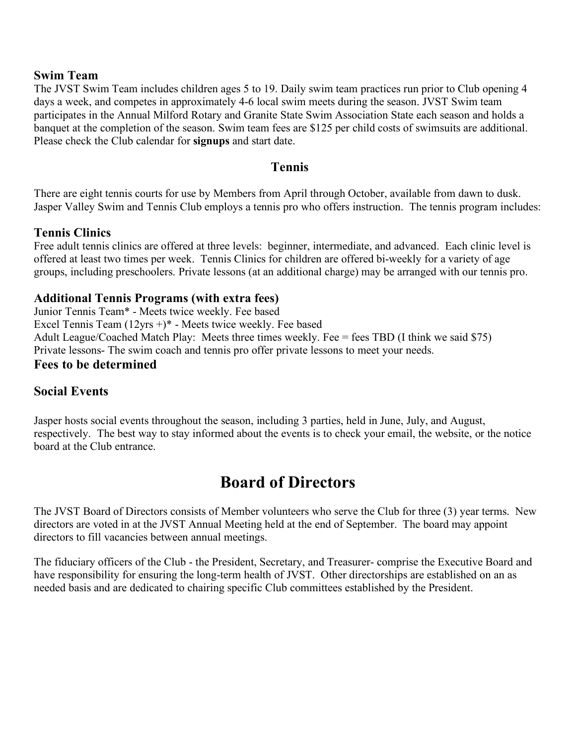### Swim Team

The JVST Swim Team includes children ages 5 to 19. Daily swim team practices run prior to Club opening 4 days a week, and competes in approximately 4-6 local swim meets during the season. JVST Swim team participates in the Annual Milford Rotary and Granite State Swim Association State each season and holds a banquet at the completion of the season. Swim team fees are $125 per child costs of swimsuits are additional. Please check the Club calendar for **signups** and start date.

## Tennis

There are eight tennis courts for use by Members from April through October, available from dawn to dusk. Jasper Valley Swim and Tennis Club employs a tennis pro who offers instruction. The tennis program includes:

### Tennis Clinics

Free adult tennis clinics are offered at three levels: beginner, intermediate, and advanced. Each clinic level is offered at least two times per week. Tennis Clinics for children are offered bi-weekly for a variety of age groups, including preschoolers. Private lessons (at an additional charge) may be arranged with our tennis pro.

### Additional Tennis Programs (with extra fees)

Junior Tennis Team* - Meets twice weekly. Fee based
Excel Tennis Team (12yrs +)* - Meets twice weekly. Fee based
Adult League/Coached Match Play: Meets three times weekly. Fee = fees TBD (I think we said $75)
Private lessons- The swim coach and tennis pro offer private lessons to meet your needs.

### Fees to be determined

### Social Events

Jasper hosts social events throughout the season, including 3 parties, held in June, July, and August, respectively. The best way to stay informed about the events is to check your email, the website, or the notice board at the Club entrance.

# Board of Directors

The JVST Board of Directors consists of Member volunteers who serve the Club for three (3) year terms. New directors are voted in at the JVST Annual Meeting held at the end of September. The board may appoint directors to fill vacancies between annual meetings.

The fiduciary officers of the Club - the President, Secretary, and Treasurer- comprise the Executive Board and have responsibility for ensuring the long-term health of JVST. Other directorships are established on an as needed basis and are dedicated to chairing specific Club committees established by the President.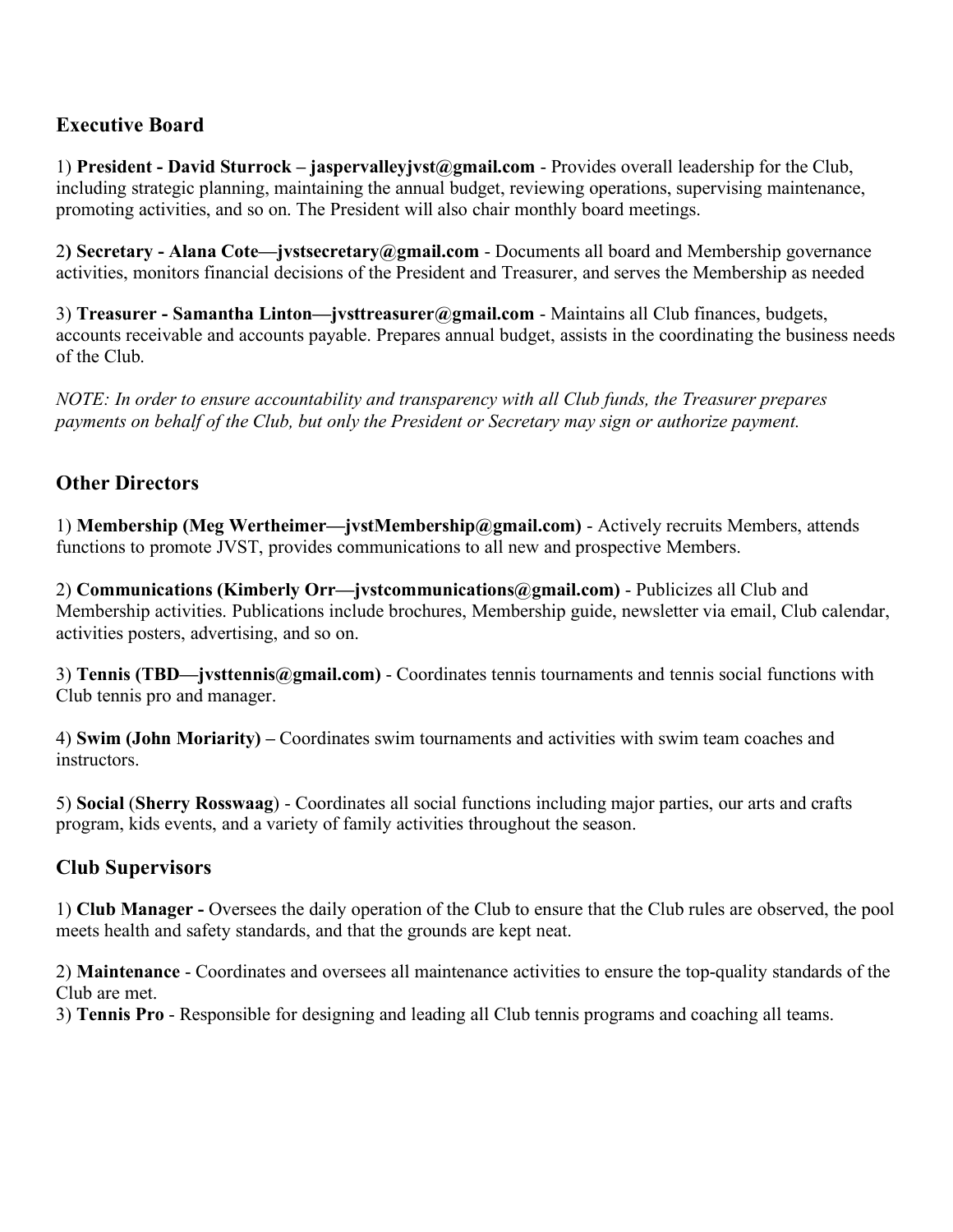## Executive Board

1) **President - David Sturrock – jaspervalleyjvst@gmail.com** - Provides overall leadership for the Club, including strategic planning, maintaining the annual budget, reviewing operations, supervising maintenance, promoting activities, and so on. The President will also chair monthly board meetings.

2**) Secretary - Alana Cote—jvstsecretary@gmail.com** - Documents all board and Membership governance activities, monitors financial decisions of the President and Treasurer, and serves the Membership as needed

3) **Treasurer - Samantha Linton—jvsttreasurer@gmail.com** - Maintains all Club finances, budgets, accounts receivable and accounts payable. Prepares annual budget, assists in the coordinating the business needs of the Club.

*NOTE: In order to ensure accountability and transparency with all Club funds, the Treasurer prepares payments on behalf of the Club, but only the President or Secretary may sign or authorize payment.*

## Other Directors

1) **Membership (Meg Wertheimer—jvstMembership@gmail.com)** - Actively recruits Members, attends functions to promote JVST, provides communications to all new and prospective Members.

2) **Communications (Kimberly Orr—jvstcommunications@gmail.com)** - Publicizes all Club and Membership activities. Publications include brochures, Membership guide, newsletter via email, Club calendar, activities posters, advertising, and so on.

3) **Tennis (TBD—jvsttennis@gmail.com)** - Coordinates tennis tournaments and tennis social functions with Club tennis pro and manager.

4) **Swim (John Moriarty) –** Coordinates swim tournaments and activities with swim team coaches and instructors.

5) **Social** (**Sherry Rosswaag**) - Coordinates all social functions including major parties, our arts and crafts program, kids events, and a variety of family activities throughout the season.

## Club Supervisors

1) **Club Manager -** Oversees the daily operation of the Club to ensure that the Club rules are observed, the pool meets health and safety standards, and that the grounds are kept neat.

2) **Maintenance** - Coordinates and oversees all maintenance activities to ensure the top-quality standards of the Club are met.

3) **Tennis Pro** - Responsible for designing and leading all Club tennis programs and coaching all teams.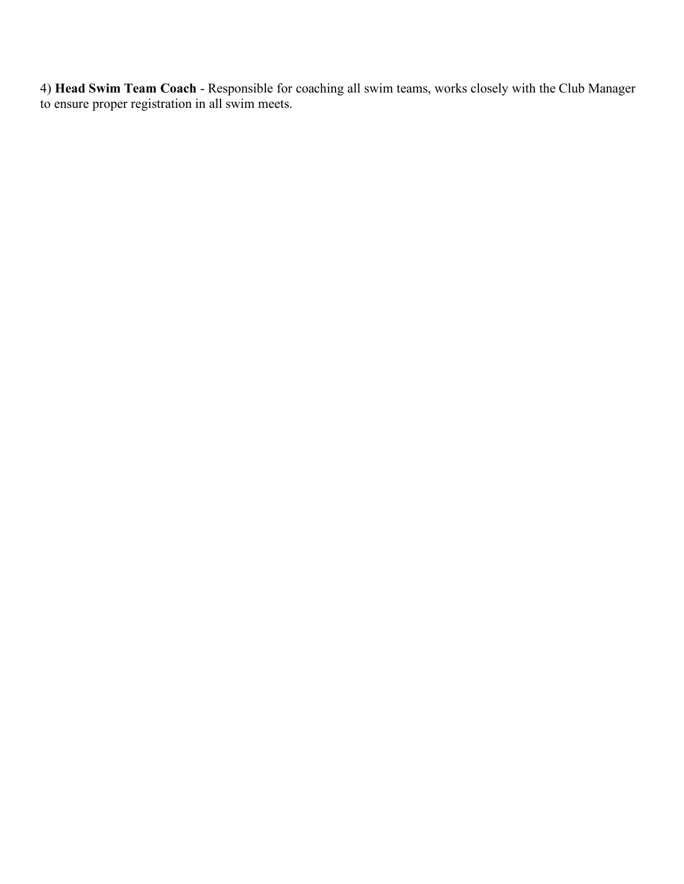4) **Head Swim Team Coach** - Responsible for coaching all swim teams, works closely with the Club Manager to ensure proper registration in all swim meets.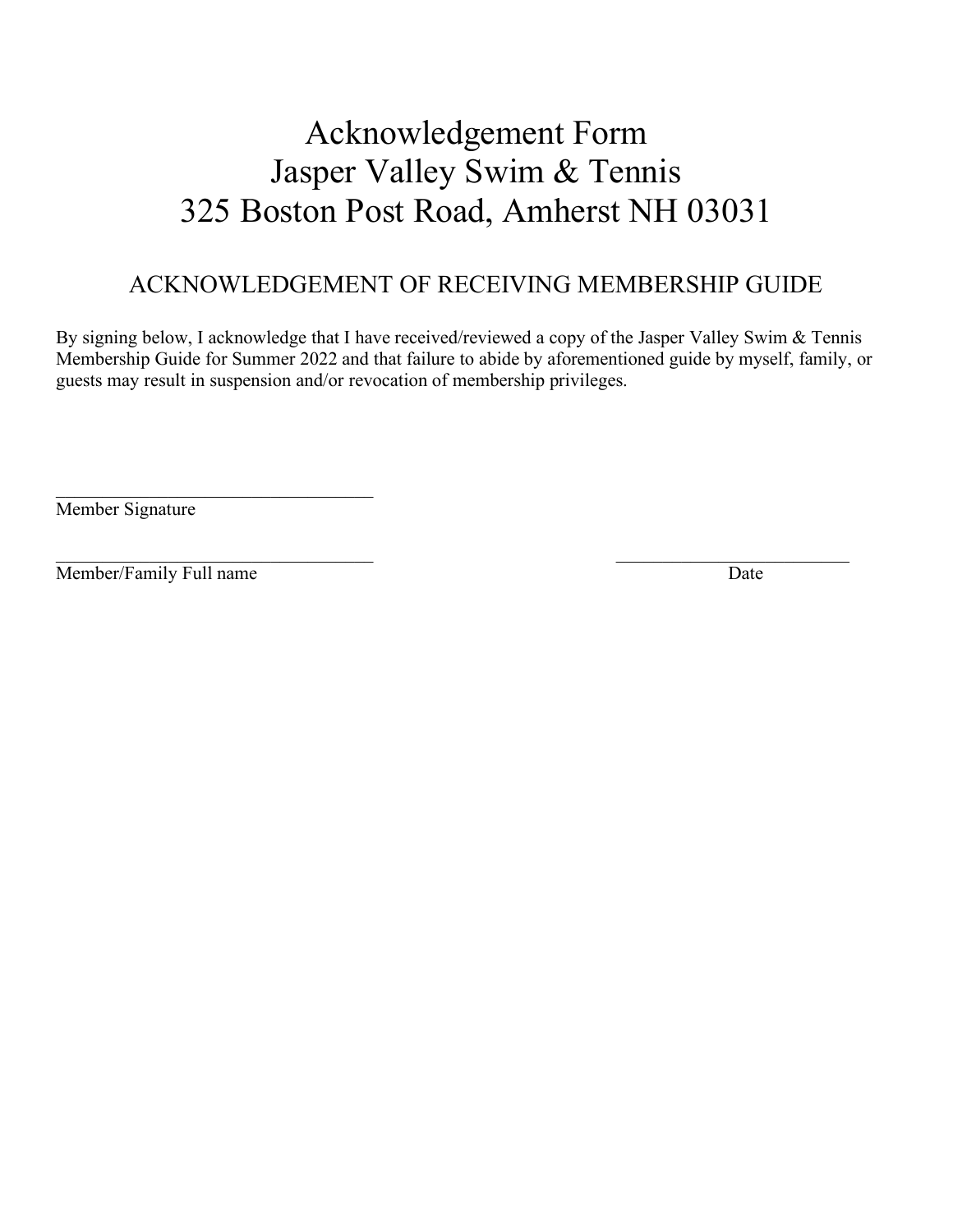# Acknowledgement Form
# Jasper Valley Swim & Tennis
# 325 Boston Post Road, Amherst NH 03031

## ACKNOWLEDGEMENT OF RECEIVING MEMBERSHIP GUIDE

By signing below, I acknowledge that I have received/reviewed a copy of the Jasper Valley Swim & Tennis Membership Guide for Summer 2022 and that failure to abide by aforementioned guide by myself, family, or guests may result in suspension and/or revocation of membership privileges.

___________________________________
Member Signature

___________________________________ ___________________________
Member/Family Full name Date